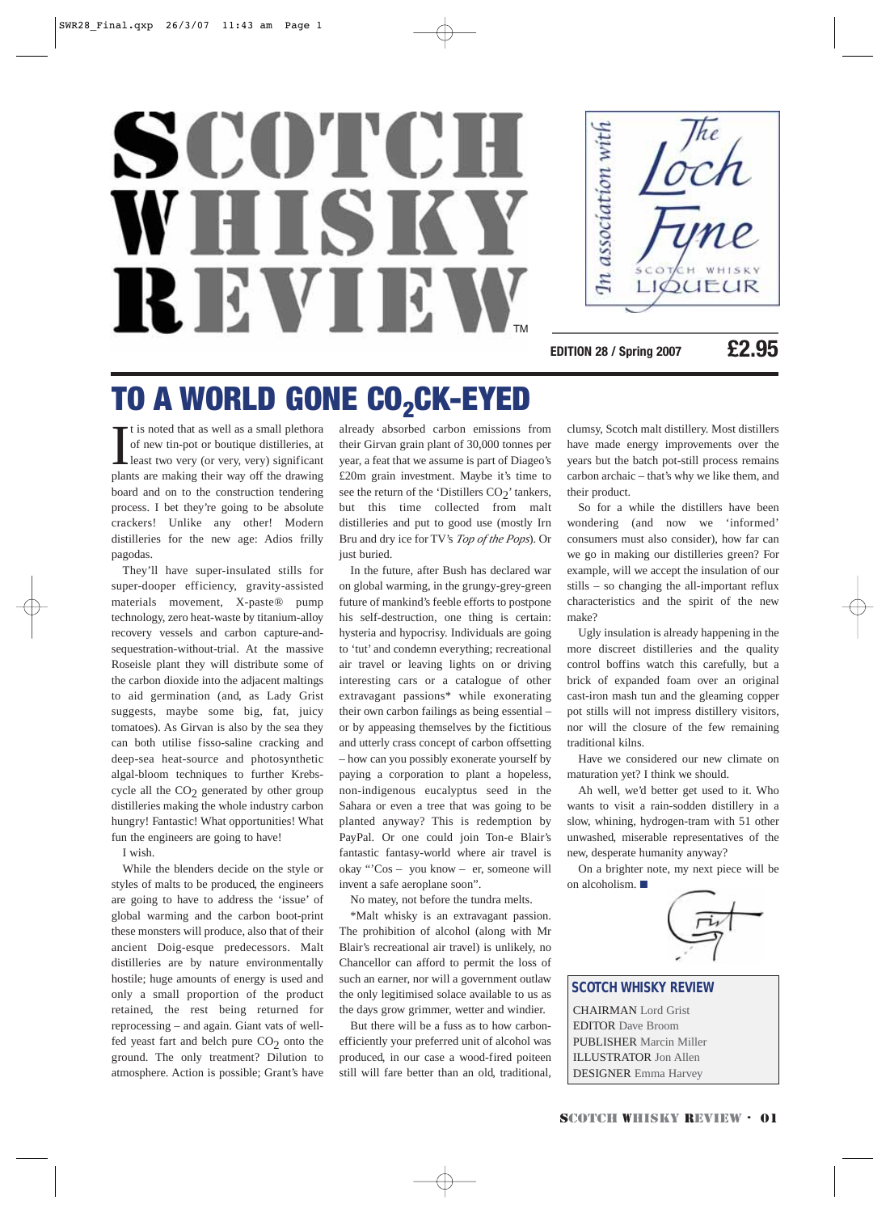# SCOTCH WHISKY REVIEW™

In association with The Loch Fyne Scotch Whisky Liqueur

**EDITION 28 / Spring 2007** **£2.95**

## TO A WORLD GONE $CO_2$CK-EYED

It is noted that as well as a small plethora of new tin-pot or boutique distilleries, at least two very (or very, very) significant plants are making their way off the drawing board and on to the construction tendering process. I bet they're going to be absolute crackers! Unlike any other! Modern distilleries for the new age: Adios frilly pagodas.

They'll have super-insulated stills for super-dooper efficiency, gravity-assisted materials movement, X-paste® pump technology, zero heat-waste by titanium-alloy recovery vessels and carbon capture-and-sequestration-without-trial. At the massive Roseisle plant they will distribute some of the carbon dioxide into the adjacent maltings to aid germination (and, as Lady Grist suggests, maybe some big, fat, juicy tomatoes). As Girvan is also by the sea they can both utilise fisso-saline cracking and deep-sea heat-source and photosynthetic algal-bloom techniques to further Krebs-cycle all the $CO_2$ generated by other group distilleries making the whole industry carbon hungry! Fantastic! What opportunities! What fun the engineers are going to have!

I wish.

While the blenders decide on the style or styles of malts to be produced, the engineers are going to have to address the 'issue' of global warming and the carbon boot-print these monsters will produce, also that of their ancient Doig-esque predecessors. Malt distilleries are by nature environmentally hostile; huge amounts of energy is used and only a small proportion of the product retained, the rest being returned for reprocessing – and again. Giant vats of well-fed yeast fart and belch pure $CO_2$ onto the ground. The only treatment? Dilution to atmosphere. Action is possible; Grant's have already absorbed carbon emissions from their Girvan grain plant of 30,000 tonnes per year, a feat that we assume is part of Diageo's £20m grain investment. Maybe it's time to see the return of the 'Distillers $CO_2$' tankers, but this time collected from malt distilleries and put to good use (mostly Irn Bru and dry ice for TV's *Top of the Pops*). Or just buried.

In the future, after Bush has declared war on global warming, in the grungy-grey-green future of mankind's feeble efforts to postpone his self-destruction, one thing is certain: hysteria and hypocrisy. Individuals are going to 'tut' and condemn everything; recreational air travel or leaving lights on or driving interesting cars or a catalogue of other extravagant passions* while exonerating their own carbon failings as being essential – or by appeasing themselves by the fictitious and utterly crass concept of carbon offsetting – how can you possibly exonerate yourself by paying a corporation to plant a hopeless, non-indigenous eucalyptus seed in the Sahara or even a tree that was going to be planted anyway? This is redemption by PayPal. Or one could join Ton-e Blair's fantastic fantasy-world where air travel is okay "'Cos – you know – er, someone will invent a safe aeroplane soon".

No matey, not before the tundra melts.

*Malt whisky is an extravagant passion. The prohibition of alcohol (along with Mr Blair's recreational air travel) is unlikely, no Chancellor can afford to permit the loss of such an earner, nor will a government outlaw the only legitimised solace available to us as the days grow grimmer, wetter and windier.

But there will be a fuss as to how carbon-efficiently your preferred unit of alcohol was produced, in our case a wood-fired poiteen still will fare better than an old, traditional, clumsy, Scotch malt distillery. Most distillers have made energy improvements over the years but the batch pot-still process remains carbon archaic – that's why we like them, and their product.

So for a while the distillers have been wondering (and now we 'informed' consumers must also consider), how far can we go in making our distilleries green? For example, will we accept the insulation of our stills – so changing the all-important reflux characteristics and the spirit of the new make?

Ugly insulation is already happening in the more discreet distilleries and the quality control boffins watch this carefully, but a brick of expanded foam over an original cast-iron mash tun and the gleaming copper pot stills will not impress distillery visitors, nor will the closure of the few remaining traditional kilns.

Have we considered our new climate on maturation yet? I think we should.

Ah well, we'd better get used to it. Who wants to visit a rain-sodden distillery in a slow, whining, hydrogen-tram with 51 other unwashed, miserable representatives of the new, desperate humanity anyway?

On a brighter note, my next piece will be on alcoholism. ■

Grist

**SCOTCH WHISKY REVIEW**

CHAIRMAN Lord Grist
EDITOR Dave Broom
PUBLISHER Marcin Miller
ILLUSTRATOR Jon Allen
DESIGNER Emma Harvey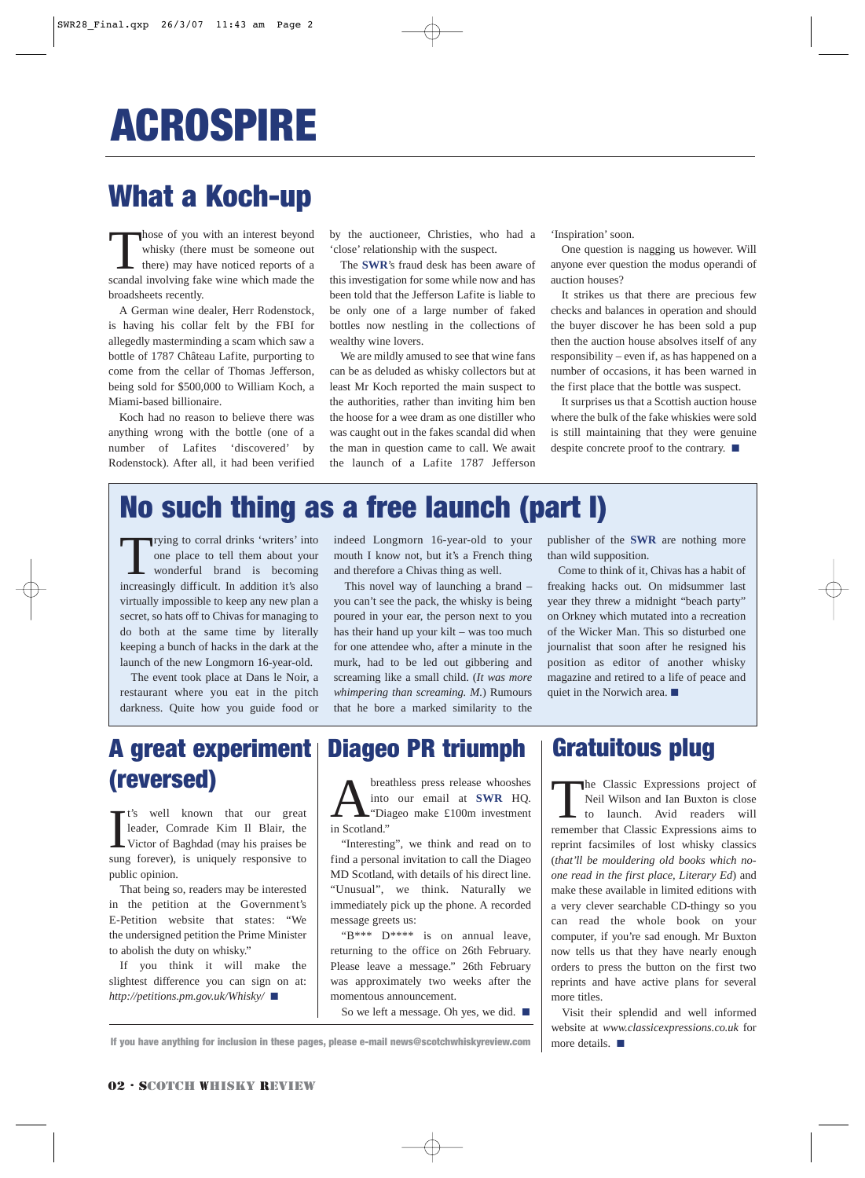# ACROSPIRE

## What a Koch-up

Those of you with an interest beyond whisky (there must be someone out there) may have noticed reports of a scandal involving fake wine which made the broadsheets recently.

A German wine dealer, Herr Rodenstock, is having his collar felt by the FBI for allegedly masterminding a scam which saw a bottle of 1787 Château Lafite, purporting to come from the cellar of Thomas Jefferson, being sold for $500,000 to William Koch, a Miami-based billionaire.

Koch had no reason to believe there was anything wrong with the bottle (one of a number of Lafites 'discovered' by Rodenstock). After all, it had been verified by the auctioneer, Christies, who had a 'close' relationship with the suspect.

The **SWR**'s fraud desk has been aware of this investigation for some while now and has been told that the Jefferson Lafite is liable to be only one of a large number of faked bottles now nestling in the collections of wealthy wine lovers.

We are mildly amused to see that wine fans can be as deluded as whisky collectors but at least Mr Koch reported the main suspect to the authorities, rather than inviting him ben the hoose for a wee dram as one distiller who was caught out in the fakes scandal did when the man in question came to call. We await the launch of a Lafite 1787 Jefferson 'Inspiration' soon.

One question is nagging us however. Will anyone ever question the modus operandi of auction houses?

It strikes us that there are precious few checks and balances in operation and should the buyer discover he has been sold a pup then the auction house absolves itself of any responsibility – even if, as has happened on a number of occasions, it has been warned in the first place that the bottle was suspect.

It surprises us that a Scottish auction house where the bulk of the fake whiskies were sold is still maintaining that they were genuine despite concrete proof to the contrary. ■

## No such thing as a free launch (part I)

Trying to corral drinks 'writers' into one place to tell them about your wonderful brand is becoming increasingly difficult. In addition it's also virtually impossible to keep any new plan a secret, so hats off to Chivas for managing to do both at the same time by literally keeping a bunch of hacks in the dark at the launch of the new Longmorn 16-year-old.

The event took place at Dans le Noir, a restaurant where you eat in the pitch darkness. Quite how you guide food or indeed Longmorn 16-year-old to your mouth I know not, but it's a French thing and therefore a Chivas thing as well.

This novel way of launching a brand – you can't see the pack, the whisky is being poured in your ear, the person next to you has their hand up your kilt – was too much for one attendee who, after a minute in the murk, had to be led out gibbering and screaming like a small child. (*It was more whimpering than screaming. M.*) Rumours that he bore a marked similarity to the publisher of the **SWR** are nothing more than wild supposition.

Come to think of it, Chivas has a habit of freaking hacks out. On midsummer last year they threw a midnight "beach party" on Orkney which mutated into a recreation of the Wicker Man. This so disturbed one journalist that soon after he resigned his position as editor of another whisky magazine and retired to a life of peace and quiet in the Norwich area. ■

## A great experiment (reversed)

It's well known that our great leader, Comrade Kim Il Blair, the Victor of Baghdad (may his praises be sung forever), is uniquely responsive to public opinion.

That being so, readers may be interested in the petition at the Government's E-Petition website that states: "We the undersigned petition the Prime Minister to abolish the duty on whisky."

If you think it will make the slightest difference you can sign on at: *http://petitions.pm.gov.uk/Whisky/* ■

## Diageo PR triumph

A breathless press release whooshes into our email at **SWR** HQ. "Diageo make £100m investment in Scotland."

"Interesting", we think and read on to find a personal invitation to call the Diageo MD Scotland, with details of his direct line. "Unusual", we think. Naturally we immediately pick up the phone. A recorded message greets us:

"B*** D**** is on annual leave, returning to the office on 26th February. Please leave a message." 26th February was approximately two weeks after the momentous announcement.

So we left a message. Oh yes, we did. ■

## Gratuitous plug

The Classic Expressions project of Neil Wilson and Ian Buxton is close to launch. Avid readers will remember that Classic Expressions aims to reprint facsimiles of lost whisky classics (*that'll be mouldering old books which no-one read in the first place, Literary Ed*) and make these available in limited editions with a very clever searchable CD-thingy so you can read the whole book on your computer, if you're sad enough. Mr Buxton now tells us that they have nearly enough orders to press the button on the first two reprints and have active plans for several more titles.

Visit their splendid and well informed website at *www.classicexpressions.co.uk* for more details. ■

**If you have anything for inclusion in these pages, please e-mail news@scotchwhiskyreview.com**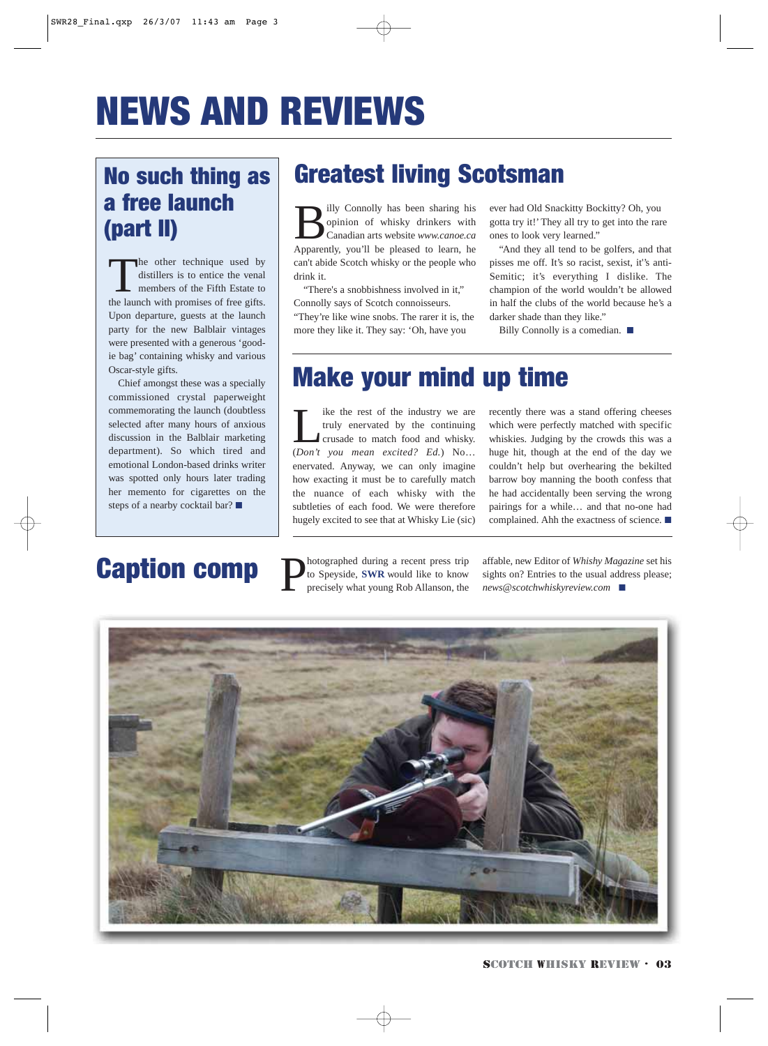# NEWS AND REVIEWS

## No such thing as a free launch (part II)

The other technique used by distillers is to entice the venal members of the Fifth Estate to the launch with promises of free gifts. Upon departure, guests at the launch party for the new Balblair vintages were presented with a generous 'goodie bag' containing whisky and various Oscar-style gifts.

Chief amongst these was a specially commissioned crystal paperweight commemorating the launch (doubtless selected after many hours of anxious discussion in the Balblair marketing department). So which tired and emotional London-based drinks writer was spotted only hours later trading her memento for cigarettes on the steps of a nearby cocktail bar? ■

## Greatest living Scotsman

Billy Connolly has been sharing his opinion of whisky drinkers with Canadian arts website *www.canoe.ca* Apparently, you'll be pleased to learn, he can't abide Scotch whisky or the people who drink it.

"There's a snobbishness involved in it," Connolly says of Scotch connoisseurs. "They're like wine snobs. The rarer it is, the more they like it. They say: 'Oh, have you ever had Old Snackitty Bockitty? Oh, you gotta try it!' They all try to get into the rare ones to look very learned."

"And they all tend to be golfers, and that pisses me off. It's so racist, sexist, it's anti-Semitic; it's everything I dislike. The champion of the world wouldn't be allowed in half the clubs of the world because he's a darker shade than they like."

Billy Connolly is a comedian. ■

## Make your mind up time

Like the rest of the industry we are truly enervated by the continuing crusade to match food and whisky. (*Don't you mean excited? Ed.*) No… enervated. Anyway, we can only imagine how exacting it must be to carefully match the nuance of each whisky with the subtleties of each food. We were therefore hugely excited to see that at Whisky Lie (sic) recently there was a stand offering cheeses which were perfectly matched with specific whiskies. Judging by the crowds this was a huge hit, though at the end of the day we couldn't help but overhearing the bekilted barrow boy manning the booth confess that he had accidentally been serving the wrong pairings for a while… and that no-one had complained. Ahh the exactness of science. ■

## Caption comp

Photographed during a recent press trip to Speyside, **SWR** would like to know precisely what young Rob Allanson, the affable, new Editor of *Whisky Magazine* set his sights on? Entries to the usual address please; *news@scotchwhiskyreview.com* ■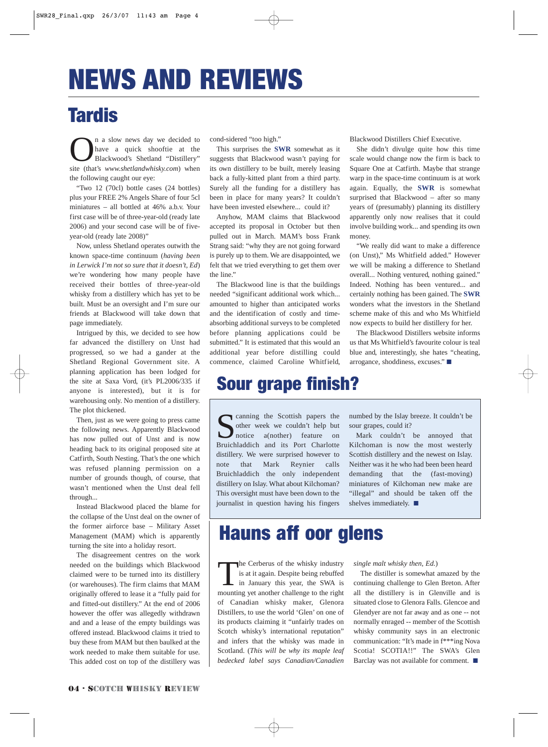# NEWS AND REVIEWS

## Tardis

On a slow news day we decided to have a quick shooftie at the Blackwood's Shetland "Distillery" site (that's *www.shetlandwhisky.com*) when the following caught our eye:

"Two 12 (70cl) bottle cases (24 bottles) plus your FREE 2% Angels Share of four 5cl miniatures – all bottled at 46% a.b.v. Your first case will be of three-year-old (ready late 2006) and your second case will be of five-year-old (ready late 2008)"

Now, unless Shetland operates outwith the known space-time continuum (*having been in Lerwick I'm not so sure that it doesn't, Ed*) we're wondering how many people have received their bottles of three-year-old whisky from a distillery which has yet to be built. Must be an oversight and I'm sure our friends at Blackwood will take down that page immediately.

Intrigued by this, we decided to see how far advanced the distillery on Unst had progressed, so we had a gander at the Shetland Regional Government site. A planning application has been lodged for the site at Saxa Vord, (it's PL2006/335 if anyone is interested), but it is for warehousing only. No mention of a distillery. The plot thickened.

Then, just as we were going to press came the following news. Apparently Blackwood has now pulled out of Unst and is now heading back to its original proposed site at Catfirth, South Nesting. That's the one which was refused planning permission on a number of grounds though, of course, that wasn't mentioned when the Unst deal fell through...

Instead Blackwood placed the blame for the collapse of the Unst deal on the owner of the former airforce base – Military Asset Management (MAM) which is apparently turning the site into a holiday resort.

The disagreement centres on the work needed on the buildings which Blackwood claimed were to be turned into its distillery (or warehouses). The firm claims that MAM originally offered to lease it a "fully paid for and fitted-out distillery." At the end of 2006 however the offer was allegedly withdrawn and and a lease of the empty buildings was offered instead. Blackwood claims it tried to buy these from MAM but then baulked at the work needed to make them suitable for use. This added cost on top of the distillery was cond-sidered "too high."

This surprises the **SWR** somewhat as it suggests that Blackwood wasn't paying for its own distillery to be built, merely leasing back a fully-kitted plant from a third party. Surely all the funding for a distillery has been in place for many years? It couldn't have been invested elsewhere... could it?

Anyhow, MAM claims that Blackwood accepted its proposal in October but then pulled out in March. MAM's boss Frank Strang said: "why they are not going forward is purely up to them. We are disappointed, we felt that we tried everything to get them over the line."

The Blackwood line is that the buildings needed "significant additional work which... amounted to higher than anticipated works and the identification of costly and time-absorbing additional surveys to be completed before planning applications could be submitted." It is estimated that this would an additional year before distilling could commence, claimed Caroline Whitfield, Blackwood Distillers Chief Executive.

She didn't divulge quite how this time scale would change now the firm is back to Square One at Catfirth. Maybe that strange warp in the space-time continuum is at work again. Equally, the **SWR** is somewhat surprised that Blackwood – after so many years of (presumably) planning its distillery apparently only now realises that it could involve building work... and spending its own money.

"We really did want to make a difference (on Unst)," Ms Whitfield added." However we will be making a difference to Shetland overall... Nothing ventured, nothing gained." Indeed. Nothing has been ventured... and certainly nothing has been gained. The **SWR** wonders what the investors in the Shetland scheme make of this and who Ms Whitfield now expects to build her distillery for her.

The Blackwood Distillers website informs us that Ms Whitfield's favourite colour is teal blue and, interestingly, she hates "cheating, arrogance, shoddiness, excuses." ■

## Sour grape finish?

Scanning the Scottish papers the other week we couldn't help but notice a(nother) feature on Bruichladdich and its Port Charlotte distillery. We were surprised however to note that Mark Reynier calls Bruichladdich the only independent distillery on Islay. What about Kilchoman? This oversight must have been down to the journalist in question having his fingers numbed by the Islay breeze. It couldn't be sour grapes, could it?

Mark couldn't be annoyed that Kilchoman is now the most westerly Scottish distillery and the newest on Islay. Neither was it he who had been been heard demanding that the (fast-moving) miniatures of Kilchoman new make are "illegal" and should be taken off the shelves immediately. ■

## Hauns aff oor glens

The Cerberus of the whisky industry is at it again. Despite being rebuffed in January this year, the SWA is mounting yet another challenge to the right of Canadian whisky maker, Glenora Distillers, to use the world 'Glen' on one of its products claiming it "unfairly trades on Scotch whisky's international reputation" and infers that the whisky was made in Scotland. (*This will be why its maple leaf bedecked label says Canadian/Canadien single malt whisky then, Ed.*)

The distiller is somewhat amazed by the continuing challenge to Glen Breton. After all the distillery is in Glenville and is situated close to Glenora Falls. Glencoe and Glendyer are not far away and as one -- not normally enraged -- member of the Scottish whisky community says in an electronic communication: "It's made in f***ing Nova Scotia! SCOTIA!!" The SWA's Glen Barclay was not available for comment. ■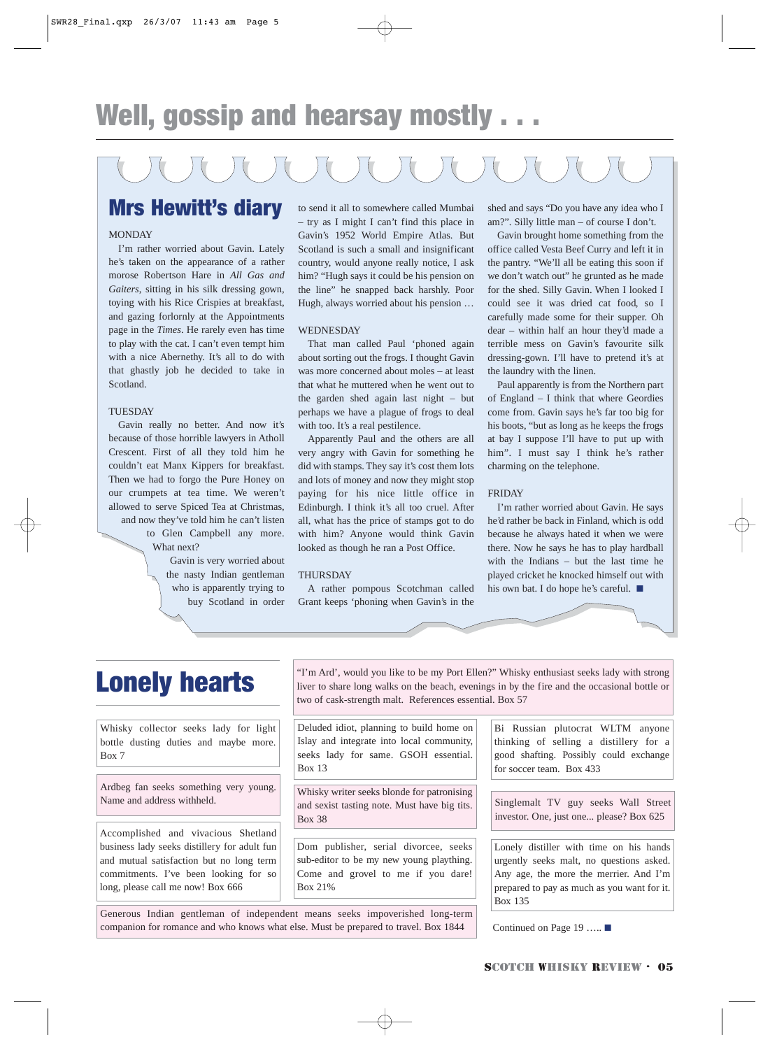# Well, gossip and hearsay mostly . . .

## Mrs Hewitt's diary

MONDAY

I'm rather worried about Gavin. Lately he's taken on the appearance of a rather morose Robertson Hare in *All Gas and Gaiters*, sitting in his silk dressing gown, toying with his Rice Crispies at breakfast, and gazing forlornly at the Appointments page in the *Times*. He rarely even has time to play with the cat. I can't even tempt him with a nice Abernethy. It's all to do with that ghastly job he decided to take in Scotland.

TUESDAY

Gavin really no better. And now it's because of those horrible lawyers in Atholl Crescent. First of all they told him he couldn't eat Manx Kippers for breakfast. Then we had to forgo the Pure Honey on our crumpets at tea time. We weren't allowed to serve Spiced Tea at Christmas, and now they've told him he can't listen to Glen Campbell any more. What next?

Gavin is very worried about the nasty Indian gentleman who is apparently trying to buy Scotland in order to send it all to somewhere called Mumbai – try as I might I can't find this place in Gavin's 1952 World Empire Atlas. But Scotland is such a small and insignificant country, would anyone really notice, I ask him? "Hugh says it could be his pension on the line" he snapped back harshly. Poor Hugh, always worried about his pension …

WEDNESDAY

That man called Paul 'phoned again about sorting out the frogs. I thought Gavin was more concerned about moles – at least that what he muttered when he went out to the garden shed again last night – but perhaps we have a plague of frogs to deal with too. It's a real pestilence.

Apparently Paul and the others are all very angry with Gavin for something he did with stamps. They say it's cost them lots and lots of money and now they might stop paying for his nice little office in Edinburgh. I think it's all too cruel. After all, what has the price of stamps got to do with him? Anyone would think Gavin looked as though he ran a Post Office.

THURSDAY

A rather pompous Scotchman called Grant keeps 'phoning when Gavin's in the shed and says "Do you have any idea who I am?". Silly little man – of course I don't.

Gavin brought home something from the office called Vesta Beef Curry and left it in the pantry. "We'll all be eating this soon if we don't watch out" he grunted as he made for the shed. Silly Gavin. When I looked I could see it was dried cat food, so I carefully made some for their supper. Oh dear – within half an hour they'd made a terrible mess on Gavin's favourite silk dressing-gown. I'll have to pretend it's at the laundry with the linen.

Paul apparently is from the Northern part of England – I think that where Geordies come from. Gavin says he's far too big for his boots, "but as long as he keeps the frogs at bay I suppose I'll have to put up with him". I must say I think he's rather charming on the telephone.

FRIDAY

I'm rather worried about Gavin. He says he'd rather be back in Finland, which is odd because he always hated it when we were there. Now he says he has to play hardball with the Indians – but the last time he played cricket he knocked himself out with his own bat. I do hope he's careful. ■

## Lonely hearts

"I'm Ard', would you like to be my Port Ellen?" Whisky enthusiast seeks lady with strong liver to share long walks on the beach, evenings in by the fire and the occasional bottle or two of cask-strength malt. References essential. Box 57

Whisky collector seeks lady for light bottle dusting duties and maybe more. Box 7

Ardbeg fan seeks something very young. Name and address withheld.

Accomplished and vivacious Shetland business lady seeks distillery for adult fun and mutual satisfaction but no long term commitments. I've been looking for so long, please call me now! Box 666

Deluded idiot, planning to build home on Islay and integrate into local community, seeks lady for same. GSOH essential. Box 13

Whisky writer seeks blonde for patronising and sexist tasting note. Must have big tits. Box 38

Dom publisher, serial divorcee, seeks sub-editor to be my new young plaything. Come and grovel to me if you dare! Box 21%

Generous Indian gentleman of independent means seeks impoverished long-term companion for romance and who knows what else. Must be prepared to travel. Box 1844

Bi Russian plutocrat WLTM anyone thinking of selling a distillery for a good shafting. Possibly could exchange for soccer team. Box 433

Singlemalt TV guy seeks Wall Street investor. One, just one... please? Box 625

Lonely distiller with time on his hands urgently seeks malt, no questions asked. Any age, the more the merrier. And I'm prepared to pay as much as you want for it. Box 135

Continued on Page 19 ….. ■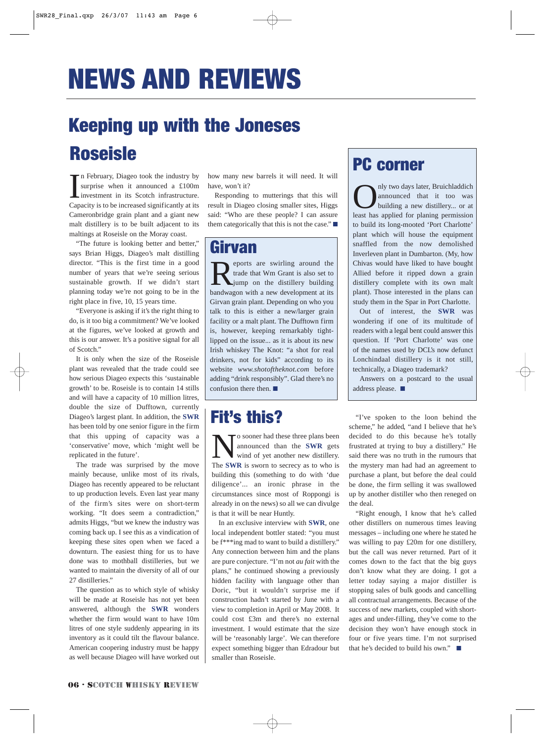# NEWS AND REVIEWS

## Keeping up with the Joneses

### Roseisle

In February, Diageo took the industry by surprise when it announced a £100m investment in its Scotch infrastructure. Capacity is to be increased significantly at its Cameronbridge grain plant and a giant new malt distillery is to be built adjacent to its maltings at Roseisle on the Moray coast.

"The future is looking better and better," says Brian Higgs, Diageo's malt distilling director. "This is the first time in a good number of years that we're seeing serious sustainable growth. If we didn't start planning today we're not going to be in the right place in five, 10, 15 years time.

"Everyone is asking if it's the right thing to do, is it too big a commitment? We've looked at the figures, we've looked at growth and this is our answer. It's a positive signal for all of Scotch."

It is only when the size of the Roseisle plant was revealed that the trade could see how serious Diageo expects this 'sustainable growth' to be. Roseisle is to contain 14 stills and will have a capacity of 10 million litres, double the size of Dufftown, currently Diageo's largest plant. In addition, the **SWR** has been told by one senior figure in the firm that this upping of capacity was a 'conservative' move, which 'might well be replicated in the future'.

The trade was surprised by the move mainly because, unlike most of its rivals, Diageo has recently appeared to be reluctant to up production levels. Even last year many of the firm's sites were on short-term working. "It does seem a contradiction," admits Higgs, "but we knew the industry was coming back up. I see this as a vindication of keeping these sites open when we faced a downturn. The easiest thing for us to have done was to mothball distilleries, but we wanted to maintain the diversity of all of our 27 distilleries."

The question as to which style of whisky will be made at Roseisle has not yet been answered, although the **SWR** wonders whether the firm would want to have 10m litres of one style suddenly appearing in its inventory as it could tilt the flavour balance. American coopering industry must be happy as well because Diageo will have worked out how many new barrels it will need. It will have, won't it?

Responding to mutterings that this will result in Diageo closing smaller sites, Higgs said: "Who are these people? I can assure them categorically that this is not the case." ■

### Girvan

Reports are swirling around the trade that Wm Grant is also set to jump on the distillery building bandwagon with a new development at its Girvan grain plant. Depending on who you talk to this is either a new/larger grain facility or a malt plant. The Dufftown firm is, however, keeping remarkably tight-lipped on the issue... as it is about its new Irish whiskey The Knot: "a shot for real drinkers, not for kids" according to its website *www.shotoftheknot.com* before adding "drink responsibly". Glad there's no confusion there then. ■

### Fit's this?

No sooner had these three plans been announced than the **SWR** gets wind of yet another new distillery. The **SWR** is sworn to secrecy as to who is building this (something to do with 'due diligence'... an ironic phrase in the circumstances since most of Roppongi is already in on the news) so all we can divulge is that it will be near Huntly.

In an exclusive interview with **SWR**, one local independent bottler stated: "you must be f***ing mad to want to build a distillery." Any connection between him and the plans are pure conjecture. "I'm not *au fait* with the plans," he continued showing a previously hidden facility with language other than Doric, "but it wouldn't surprise me if construction hadn't started by June with a view to completion in April or May 2008. It could cost £3m and there's no external investment. I would estimate that the size will be 'reasonably large'. We can therefore expect something bigger than Edradour but smaller than Roseisle.

"I've spoken to the loon behind the scheme," he added, "and I believe that he's decided to do this because he's totally frustrated at trying to buy a distillery." He said there was no truth in the rumours that the mystery man had had an agreement to purchase a plant, but before the deal could be done, the firm selling it was swallowed up by another distiller who then reneged on the deal.

"Right enough, I know that he's called other distillers on numerous times leaving messages – including one where he stated he was willing to pay £20m for one distillery, but the call was never returned. Part of it comes down to the fact that the big guys don't know what they are doing. I got a letter today saying a major distiller is stopping sales of bulk goods and cancelling all contractual arrangements. Because of the success of new markets, coupled with shortages and under-filling, they've come to the decision they won't have enough stock in four or five years time. I'm not surprised that he's decided to build his own." ■

### PC corner

Only two days later, Bruichladdich announced that it too was building a new distillery... or at least has applied for planing permission to build its long-mooted 'Port Charlotte' plant which will house the equipment snaffled from the now demolished Inverleven plant in Dumbarton. (My, how Chivas would have liked to have bought Allied before it ripped down a grain distillery complete with its own malt plant). Those interested in the plans can study them in the Spar in Port Charlotte.

Out of interest, the **SWR** was wondering if one of its multitude of readers with a legal bent could answer this question. If 'Port Charlotte' was one of the names used by DCL's now defunct Lonchindaal distillery is it not still, technically, a Diageo trademark?

Answers on a postcard to the usual address please. ■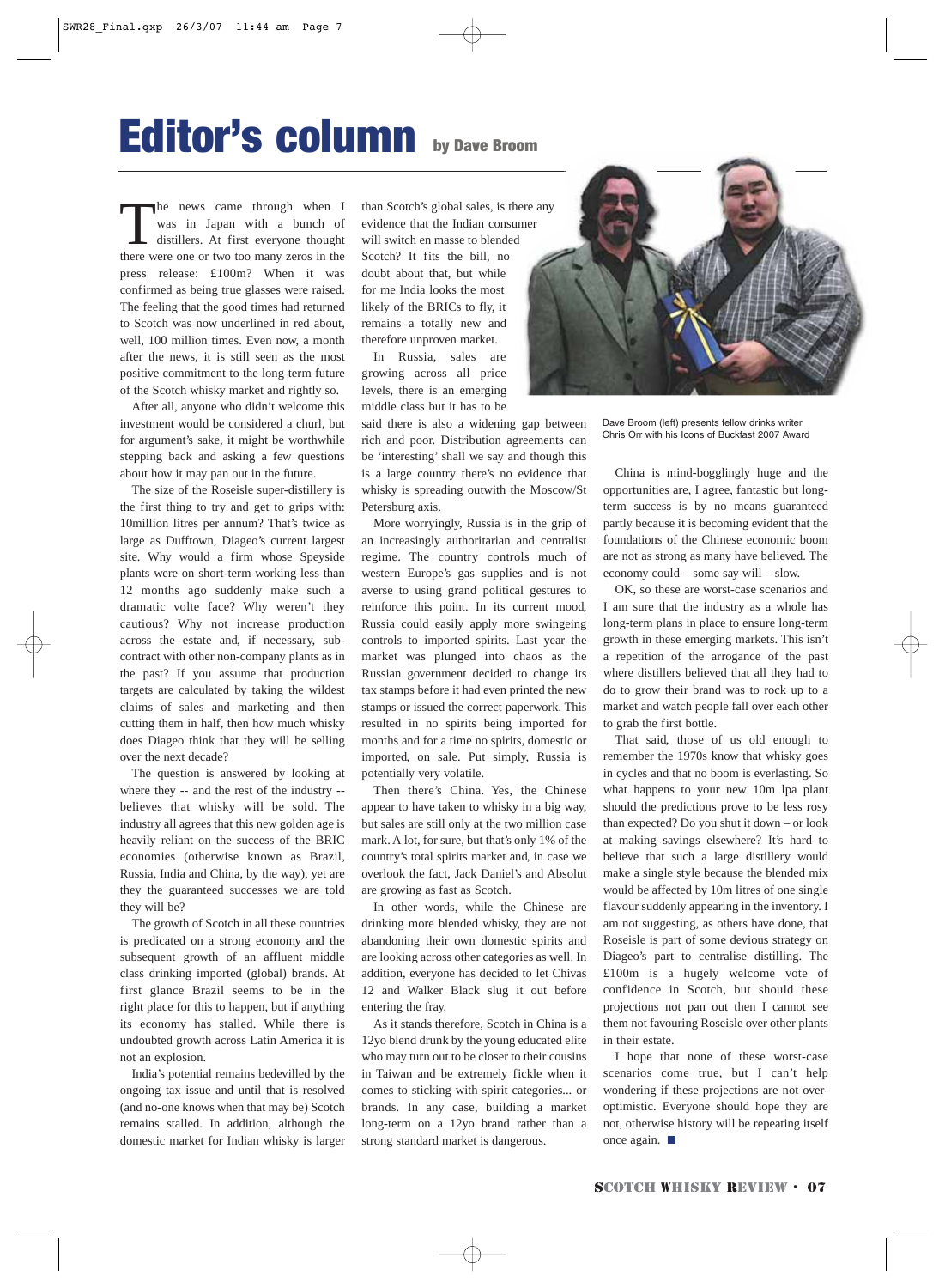# Editor's column by Dave Broom

The news came through when I was in Japan with a bunch of distillers. At first everyone thought there were one or two too many zeros in the press release: £100m? When it was confirmed as being true glasses were raised. The feeling that the good times had returned to Scotch was now underlined in red about, well, 100 million times. Even now, a month after the news, it is still seen as the most positive commitment to the long-term future of the Scotch whisky market and rightly so.

After all, anyone who didn't welcome this investment would be considered a churl, but for argument's sake, it might be worthwhile stepping back and asking a few questions about how it may pan out in the future.

The size of the Roseisle super-distillery is the first thing to try and get to grips with: 10million litres per annum? That's twice as large as Dufftown, Diageo's current largest site. Why would a firm whose Speyside plants were on short-term working less than 12 months ago suddenly make such a dramatic volte face? Why weren't they cautious? Why not increase production across the estate and, if necessary, sub-contract with other non-company plants as in the past? If you assume that production targets are calculated by taking the wildest claims of sales and marketing and then cutting them in half, then how much whisky does Diageo think that they will be selling over the next decade?

The question is answered by looking at where they -- and the rest of the industry -- believes that whisky will be sold. The industry all agrees that this new golden age is heavily reliant on the success of the BRIC economies (otherwise known as Brazil, Russia, India and China, by the way), yet are they the guaranteed successes we are told they will be?

The growth of Scotch in all these countries is predicated on a strong economy and the subsequent growth of an affluent middle class drinking imported (global) brands. At first glance Brazil seems to be in the right place for this to happen, but if anything its economy has stalled. While there is undoubted growth across Latin America it is not an explosion.

India's potential remains bedevilled by the ongoing tax issue and until that is resolved (and no-one knows when that may be) Scotch remains stalled. In addition, although the domestic market for Indian whisky is larger than Scotch's global sales, is there any evidence that the Indian consumer will switch en masse to blended Scotch? It fits the bill, no doubt about that, but while for me India looks the most likely of the BRICs to fly, it remains a totally new and therefore unproven market.

In Russia, sales are growing across all price levels, there is an emerging middle class but it has to be said there is also a widening gap between rich and poor. Distribution agreements can be 'interesting' shall we say and though this is a large country there's no evidence that whisky is spreading outwith the Moscow/St Petersburg axis.

More worryingly, Russia is in the grip of an increasingly authoritarian and centralist regime. The country controls much of western Europe's gas supplies and is not averse to using grand political gestures to reinforce this point. In its current mood, Russia could easily apply more swingeing controls to imported spirits. Last year the market was plunged into chaos as the Russian government decided to change its tax stamps before it had even printed the new stamps or issued the correct paperwork. This resulted in no spirits being imported for months and for a time no spirits, domestic or imported, on sale. Put simply, Russia is potentially very volatile.

Then there's China. Yes, the Chinese appear to have taken to whisky in a big way, but sales are still only at the two million case mark. A lot, for sure, but that's only 1% of the country's total spirits market and, in case we overlook the fact, Jack Daniel's and Absolut are growing as fast as Scotch.

In other words, while the Chinese are drinking more blended whisky, they are not abandoning their own domestic spirits and are looking across other categories as well. In addition, everyone has decided to let Chivas 12 and Walker Black slug it out before entering the fray.

As it stands therefore, Scotch in China is a 12yo blend drunk by the young educated elite who may turn out to be closer to their cousins in Taiwan and be extremely fickle when it comes to sticking with spirit categories... or brands. In any case, building a market long-term on a 12yo brand rather than a strong standard market is dangerous.

Dave Broom (left) presents fellow drinks writer Chris Orr with his Icons of Buckfast 2007 Award

China is mind-bogglingly huge and the opportunities are, I agree, fantastic but long-term success is by no means guaranteed partly because it is becoming evident that the foundations of the Chinese economic boom are not as strong as many have believed. The economy could – some say will – slow.

OK, so these are worst-case scenarios and I am sure that the industry as a whole has long-term plans in place to ensure long-term growth in these emerging markets. This isn't a repetition of the arrogance of the past where distillers believed that all they had to do to grow their brand was to rock up to a market and watch people fall over each other to grab the first bottle.

That said, those of us old enough to remember the 1970s know that whisky goes in cycles and that no boom is everlasting. So what happens to your new 10m lpa plant should the predictions prove to be less rosy than expected? Do you shut it down – or look at making savings elsewhere? It's hard to believe that such a large distillery would make a single style because the blended mix would be affected by 10m litres of one single flavour suddenly appearing in the inventory. I am not suggesting, as others have done, that Roseisle is part of some devious strategy on Diageo's part to centralise distilling. The £100m is a hugely welcome vote of confidence in Scotch, but should these projections not pan out then I cannot see them not favouring Roseisle over other plants in their estate.

I hope that none of these worst-case scenarios come true, but I can't help wondering if these projections are not over-optimistic. Everyone should hope they are not, otherwise history will be repeating itself once again. ■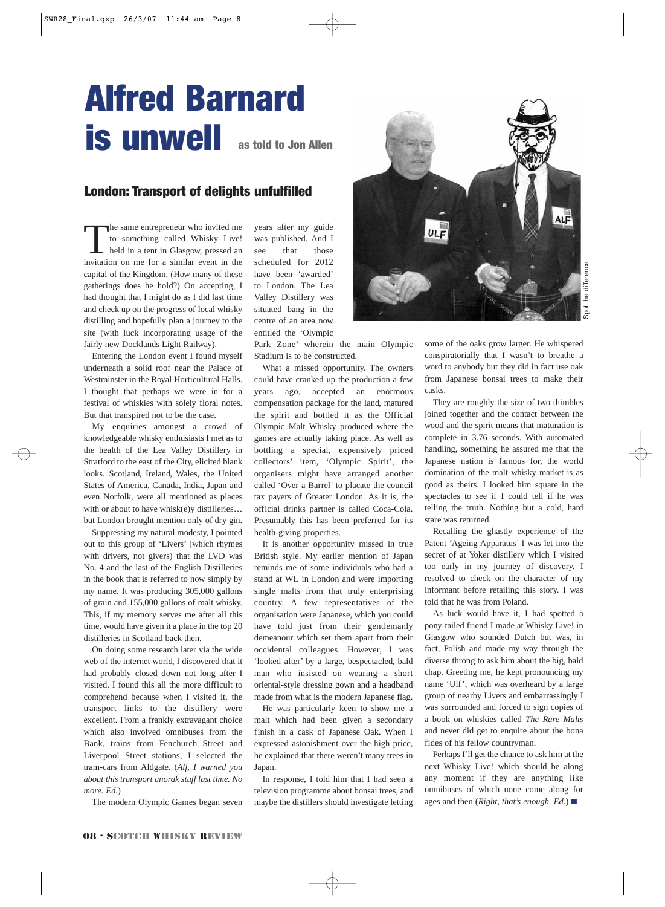# Alfred Barnard is unwell

as told to Jon Allen

## London: Transport of delights unfulfilled

The same entrepreneur who invited me to something called Whisky Live! held in a tent in Glasgow, pressed an invitation on me for a similar event in the capital of the Kingdom. (How many of these gatherings does he hold?) On accepting, I had thought that I might do as I did last time and check up on the progress of local whisky distilling and hopefully plan a journey to the site (with luck incorporating usage of the fairly new Docklands Light Railway).

Entering the London event I found myself underneath a solid roof near the Palace of Westminster in the Royal Horticultural Halls. I thought that perhaps we were in for a festival of whiskies with solely floral notes. But that transpired not to be the case.

My enquiries amongst a crowd of knowledgeable whisky enthusiasts I met as to the health of the Lea Valley Distillery in Stratford to the east of the City, elicited blank looks. Scotland, Ireland, Wales, the United States of America, Canada, India, Japan and even Norfolk, were all mentioned as places with or about to have whisk(e)y distilleries… but London brought mention only of dry gin.

Suppressing my natural modesty, I pointed out to this group of 'Livers' (which rhymes with drivers, not givers) that the LVD was No. 4 and the last of the English Distilleries in the book that is referred to now simply by my name. It was producing 305,000 gallons of grain and 155,000 gallons of malt whisky. This, if my memory serves me after all this time, would have given it a place in the top 20 distilleries in Scotland back then.

On doing some research later via the wide web of the internet world, I discovered that it had probably closed down not long after I visited. I found this all the more difficult to comprehend because when I visited it, the transport links to the distillery were excellent. From a frankly extravagant choice which also involved omnibuses from the Bank, trains from Fenchurch Street and Liverpool Street stations, I selected the tram-cars from Aldgate. (*Alf, I warned you about this transport anorak stuff last time. No more. Ed.*)

The modern Olympic Games began seven years after my guide was published. And I see that those scheduled for 2012 have been 'awarded' to London. The Lea Valley Distillery was situated bang in the centre of an area now entitled the 'Olympic Park Zone' wherein the main Olympic Stadium is to be constructed.

What a missed opportunity. The owners could have cranked up the production a few years ago, accepted an enormous compensation package for the land, matured the spirit and bottled it as the Official Olympic Malt Whisky produced where the games are actually taking place. As well as bottling a special, expensively priced collectors' item, 'Olympic Spirit', the organisers might have arranged another called 'Over a Barrel' to placate the council tax payers of Greater London. As it is, the official drinks partner is called Coca-Cola. Presumably this has been preferred for its health-giving properties.

It is another opportunity missed in true British style. My earlier mention of Japan reminds me of some individuals who had a stand at WL in London and were importing single malts from that truly enterprising country. A few representatives of the organisation were Japanese, which you could have told just from their gentlemanly demeanour which set them apart from their occidental colleagues. However, I was 'looked after' by a large, bespectacled, bald man who insisted on wearing a short oriental-style dressing gown and a headband made from what is the modern Japanese flag.

He was particularly keen to show me a malt which had been given a secondary finish in a cask of Japanese Oak. When I expressed astonishment over the high price, he explained that there weren't many trees in Japan.

In response, I told him that I had seen a television programme about bonsai trees, and maybe the distillers should investigate letting some of the oaks grow larger. He whispered conspiratorially that I wasn't to breathe a word to anybody but they did in fact use oak from Japanese bonsai trees to make their casks.

They are roughly the size of two thimbles joined together and the contact between the wood and the spirit means that maturation is complete in 3.76 seconds. With automated handling, something he assured me that the Japanese nation is famous for, the world domination of the malt whisky market is as good as theirs. I looked him square in the spectacles to see if I could tell if he was telling the truth. Nothing but a cold, hard stare was returned.

Recalling the ghastly experience of the Patent 'Ageing Apparatus' I was let into the secret of at Yoker distillery which I visited too early in my journey of discovery, I resolved to check on the character of my informant before retailing this story. I was told that he was from Poland.

As luck would have it, I had spotted a pony-tailed friend I made at Whisky Live! in Glasgow who sounded Dutch but was, in fact, Polish and made my way through the diverse throng to ask him about the big, bald chap. Greeting me, he kept pronouncing my name 'Ulf', which was overheard by a large group of nearby Livers and embarrassingly I was surrounded and forced to sign copies of a book on whiskies called *The Rare Malts* and never did get to enquire about the bona fides of his fellow countryman.

Perhaps I'll get the chance to ask him at the next Whisky Live! which should be along any moment if they are anything like omnibuses of which none come along for ages and then (*Right, that's enough. Ed.*) ■

Spot the difference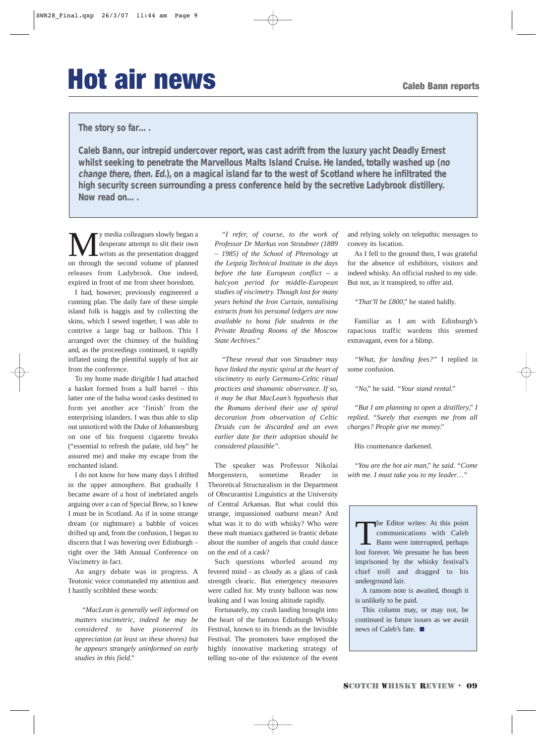# Hot air news

**Caleb Bann reports**

**The story so far… .**

**Caleb Bann, our intrepid undercover report, was cast adrift from the luxury yacht Deadly Ernest whilst seeking to penetrate the Marvellous Malts Island Cruise. He landed, totally washed up (*no change there, then. Ed.*), on a magical island far to the west of Scotland where he infiltrated the high security screen surrounding a press conference held by the secretive Ladybrook distillery. Now read on… .**

My media colleagues slowly began a desperate attempt to slit their own wrists as the presentation dragged on through the second volume of planned releases from Ladybrook. One indeed, expired in front of me from sheer boredom.

I had, however, previously engineered a cunning plan. The daily fare of these simple island folk is haggis and by collecting the skins, which I sewed together, I was able to contrive a large bag or balloon. This I arranged over the chimney of the building and, as the proceedings continued, it rapidly inflated using the plentiful supply of hot air from the conference.

To my home made dirigible I had attached a basket formed from a half barrel – this latter one of the balsa wood casks destined to form yet another ace 'finish' from the enterprising islanders. I was thus able to slip out unnoticed with the Duke of Johannesburg on one of his frequent cigarette breaks ("essential to refresh the palate, old boy" he assured me) and make my escape from the enchanted island.

I do not know for how many days I drifted in the upper atmosphere. But gradually I became aware of a host of inebriated angels arguing over a can of Special Brew, so I knew I must be in Scotland. As if in some strange dream (or nightmare) a babble of voices drifted up and, from the confusion, I began to discern that I was hovering over Edinburgh – right over the 34th Annual Conference on Viscimetry in fact.

An angry debate was in progress. A Teutonic voice commanded my attention and I hastily scribbled these words:

*"MacLean is generally well informed on matters viscimetric, indeed he may be considered to have pioneered its appreciation (at least on these shores) but he appears strangely uninformed on early studies in this field."*

*"I refer, of course, to the work of Professor Dr Markus von Straubner (1889 – 1985) of the School of Phrenology at the Leipzig Technical Institute in the days before the late European conflict – a halcyon period for middle-European studies of viscimetry. Though lost for many years behind the Iron Curtain, tantalising extracts from his personal ledgers are now available to bona fide students in the Private Reading Rooms of the Moscow State Archives."*

*"These reveal that von Straubner may have linked the mystic spiral at the heart of viscimetry to early Germano-Celtic ritual practices and shamanic observance. If so, it may be that MacLean's hypothesis that the Romans derived their use of spiral decoration from observation of Celtic Druids can be discarded and an even earlier date for their adoption should be considered plausible".*

The speaker was Professor Nikolai Morgenstern, sometime Reader in Theoretical Structuralism in the Department of Obscurantist Linguistics at the University of Central Arkansas. But what could this strange, impassioned outburst mean? And what was it to do with whisky? Who were these malt maniacs gathered in frantic debate about the number of angels that could dance on the end of a cask?

Such questions whorled around my fevered mind - as cloudy as a glass of cask strength clearic. But emergency measures were called for. My trusty balloon was now leaking and I was losing altitude rapidly.

Fortunately, my crash landing brought into the heart of the famous Edinburgh Whisky Festival, known to its friends as the Invisible Festival. The promoters have employed the highly innovative marketing strategy of telling no-one of the existence of the event and relying solely on telepathic messages to convey its location.

As I fell to the ground then, I was grateful for the absence of exhibitors, visitors and indeed whisky. An official rushed to my side. But not, as it transpired, to offer aid.

*"That'll be £800,"* he stated baldly.

Familiar as I am with Edinburgh's rapacious traffic wardens this seemed extravagant, even for a blimp.

*"What, for landing fees?"* I replied in some confusion.

*"No,"* he said. *"Your stand rental."*

*"But I am planning to open a distillery," I replied. "Surely that exempts me from all charges? People give me money."*

His countenance darkened.

*"You are the hot air man," he said. "Come with me. I must take you to my leader…"*

The Editor writes: At this point communications with Caleb Bann were interrupted, perhaps lost forever. We presume he has been imprisoned by the whisky festival's chief troll and dragged to his underground lair.

A ransom note is awaited, though it is unlikely to be paid.

This column may, or may not, be continued in future issues as we await news of Caleb's fate. ■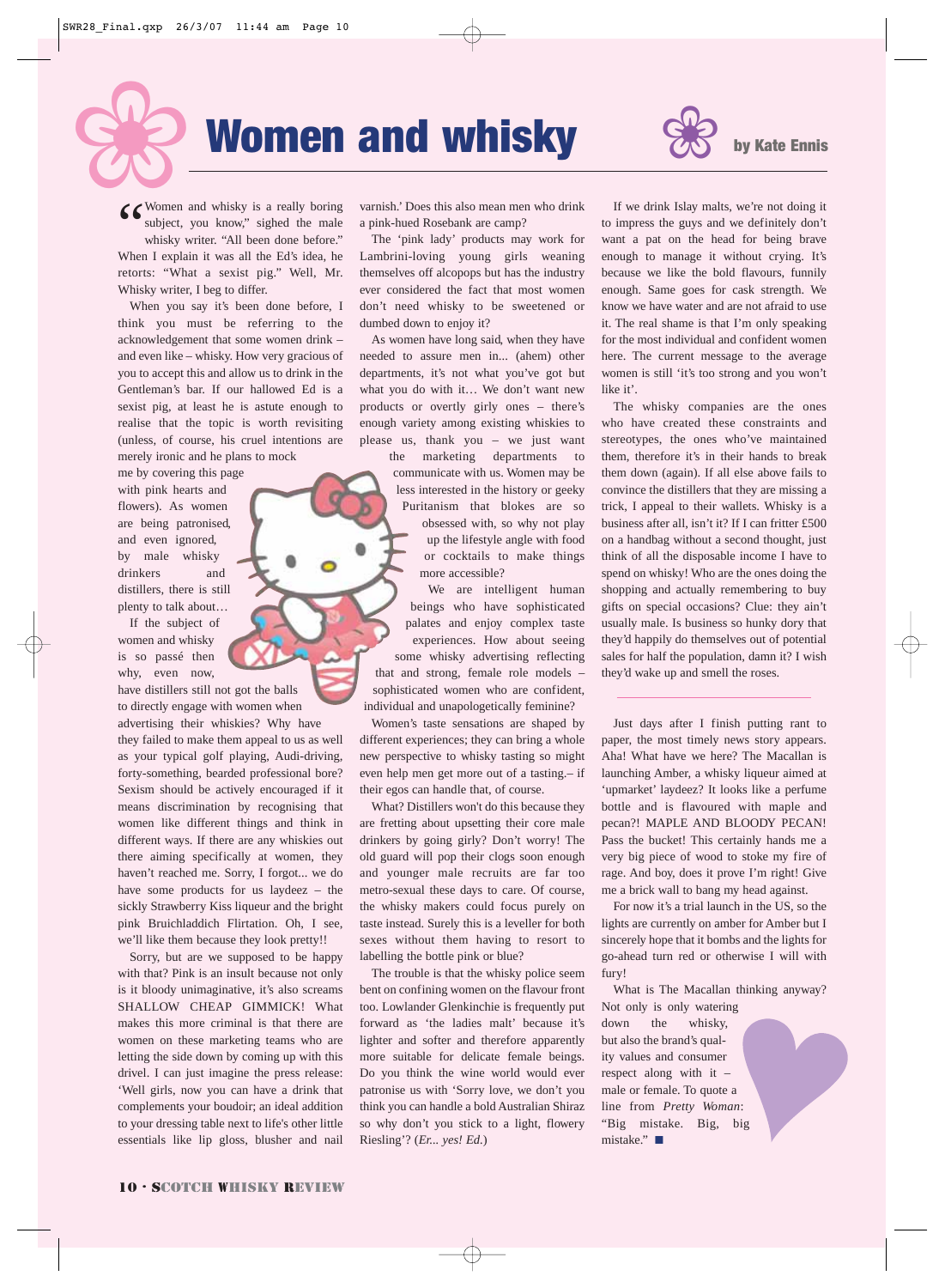# Women and whisky

**by Kate Ennis**

"Women and whisky is a really boring subject, you know," sighed the male whisky writer. "All been done before." When I explain it was all the Ed's idea, he retorts: "What a sexist pig." Well, Mr. Whisky writer, I beg to differ.

When you say it's been done before, I think you must be referring to the acknowledgement that some women drink – and even like – whisky. How very gracious of you to accept this and allow us to drink in the Gentleman's bar. If our hallowed Ed is a sexist pig, at least he is astute enough to realise that the topic is worth revisiting (unless, of course, his cruel intentions are merely ironic and he plans to mock me by covering this page with pink hearts and flowers). As women are being patronised, and even ignored, by male whisky drinkers and distillers, there is still plenty to talk about…

If the subject of women and whisky is so passé then why, even now, have distillers still not got the balls to directly engage with women when advertising their whiskies? Why have they failed to make them appeal to us as well as your typical golf playing, Audi-driving, forty-something, bearded professional bore? Sexism should be actively encouraged if it means discrimination by recognising that women like different things and think in different ways. If there are any whiskies out there aiming specifically at women, they haven't reached me. Sorry, I forgot... we do have some products for us laydeez – the sickly Strawberry Kiss liqueur and the bright pink Bruichladdich Flirtation. Oh, I see, we'll like them because they look pretty!!

Sorry, but are we supposed to be happy with that? Pink is an insult because not only is it bloody unimaginative, it's also screams SHALLOW CHEAP GIMMICK! What makes this more criminal is that there are women on these marketing teams who are letting the side down by coming up with this drivel. I can just imagine the press release: 'Well girls, now you can have a drink that complements your boudoir; an ideal addition to your dressing table next to life's other little essentials like lip gloss, blusher and nail varnish.' Does this also mean men who drink a pink-hued Rosebank are camp?

The 'pink lady' products may work for Lambrini-loving young girls weaning themselves off alcopops but has the industry ever considered the fact that most women don't need whisky to be sweetened or dumbed down to enjoy it?

As women have long said, when they have needed to assure men in... (ahem) other departments, it's not what you've got but what you do with it… We don't want new products or overtly girly ones – there's enough variety among existing whiskies to please us, thank you – we just want the marketing departments to communicate with us. Women may be less interested in the history or geeky Puritanism that blokes are so obsessed with, so why not play up the lifestyle angle with food or cocktails to make things more accessible?

We are intelligent human beings who have sophisticated palates and enjoy complex taste experiences. How about seeing some whisky advertising reflecting that and strong, female role models – sophisticated women who are confident, individual and unapologetically feminine?

Women's taste sensations are shaped by different experiences; they can bring a whole new perspective to whisky tasting so might even help men get more out of a tasting.– if their egos can handle that, of course.

What? Distillers won't do this because they are fretting about upsetting their core male drinkers by going girly? Don't worry! The old guard will pop their clogs soon enough and younger male recruits are far too metro-sexual these days to care. Of course, the whisky makers could focus purely on taste instead. Surely this is a leveller for both sexes without them having to resort to labelling the bottle pink or blue?

The trouble is that the whisky police seem bent on confining women on the flavour front too. Lowlander Glenkinchie is frequently put forward as 'the ladies malt' because it's lighter and softer and therefore apparently more suitable for delicate female beings. Do you think the wine world would ever patronise us with 'Sorry love, we don't you think you can handle a bold Australian Shiraz so why don't you stick to a light, flowery Riesling'? (*Er... yes! Ed.*)

If we drink Islay malts, we're not doing it to impress the guys and we definitely don't want a pat on the head for being brave enough to manage it without crying. It's because we like the bold flavours, funnily enough. Same goes for cask strength. We know we have water and are not afraid to use it. The real shame is that I'm only speaking for the most individual and confident women here. The current message to the average women is still 'it's too strong and you won't like it'.

The whisky companies are the ones who have created these constraints and stereotypes, the ones who've maintained them, therefore it's in their hands to break them down (again). If all else above fails to convince the distillers that they are missing a trick, I appeal to their wallets. Whisky is a business after all, isn't it? If I can fritter £500 on a handbag without a second thought, just think of all the disposable income I have to spend on whisky! Who are the ones doing the shopping and actually remembering to buy gifts on special occasions? Clue: they ain't usually male. Is business so hunky dory that they'd happily do themselves out of potential sales for half the population, damn it? I wish they'd wake up and smell the roses.

---

Just days after I finish putting rant to paper, the most timely news story appears. Aha! What have we here? The Macallan is launching Amber, a whisky liqueur aimed at 'upmarket' laydeez? It looks like a perfume bottle and is flavoured with maple and pecan?! MAPLE AND BLOODY PECAN! Pass the bucket! This certainly hands me a very big piece of wood to stoke my fire of rage. And boy, does it prove I'm right! Give me a brick wall to bang my head against.

For now it's a trial launch in the US, so the lights are currently on amber for Amber but I sincerely hope that it bombs and the lights for go-ahead turn red or otherwise I will with fury!

What is The Macallan thinking anyway? Not only is only watering down the whisky, but also the brand's quality values and consumer respect along with it – male or female. To quote a line from *Pretty Woman*: "Big mistake. Big, big mistake." ■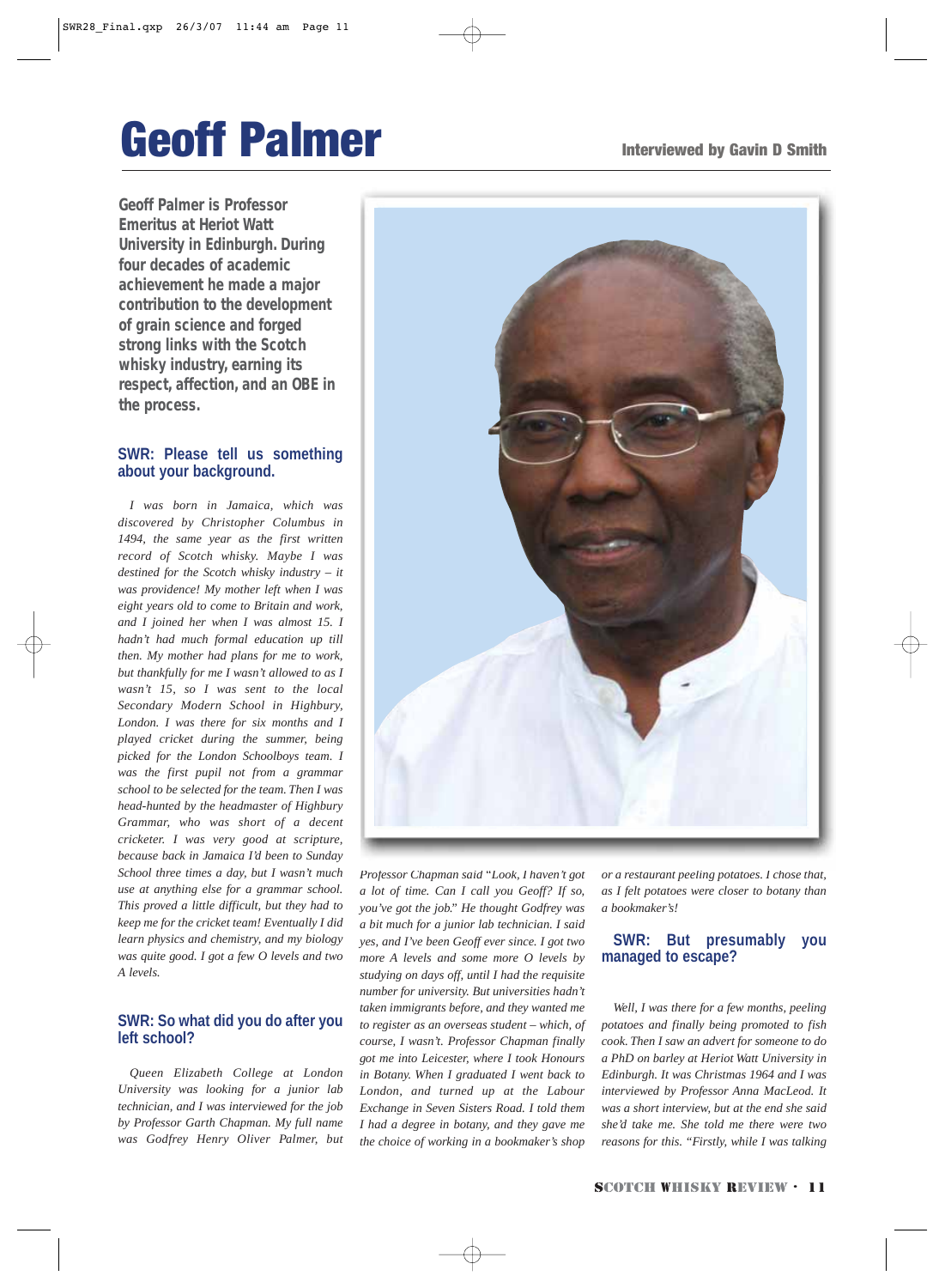# Geoff Palmer

**Interviewed by Gavin D Smith**

**Geoff Palmer is Professor Emeritus at Heriot Watt University in Edinburgh. During four decades of academic achievement he made a major contribution to the development of grain science and forged strong links with the Scotch whisky industry, earning its respect, affection, and an OBE in the process.**

### SWR: Please tell us something about your background.

*I was born in Jamaica, which was discovered by Christopher Columbus in 1494, the same year as the first written record of Scotch whisky. Maybe I was destined for the Scotch whisky industry – it was providence! My mother left when I was eight years old to come to Britain and work, and I joined her when I was almost 15. I hadn't had much formal education up till then. My mother had plans for me to work, but thankfully for me I wasn't allowed to as I wasn't 15, so I was sent to the local Secondary Modern School in Highbury, London. I was there for six months and I played cricket during the summer, being picked for the London Schoolboys team. I was the first pupil not from a grammar school to be selected for the team. Then I was head-hunted by the headmaster of Highbury Grammar, who was short of a decent cricketer. I was very good at scripture, because back in Jamaica I'd been to Sunday School three times a day, but I wasn't much use at anything else for a grammar school. This proved a little difficult, but they had to keep me for the cricket team! Eventually I did learn physics and chemistry, and my biology was quite good. I got a few O levels and two A levels.*

### SWR: So what did you do after you left school?

*Queen Elizabeth College at London University was looking for a junior lab technician, and I was interviewed for the job by Professor Garth Chapman. My full name was Godfrey Henry Oliver Palmer, but Professor Chapman said "Look, I haven't got a lot of time. Can I call you Geoff? If so, you've got the job." He thought Godfrey was a bit much for a junior lab technician. I said yes, and I've been Geoff ever since. I got two more A levels and some more O levels by studying on days off, until I had the requisite number for university. But universities hadn't taken immigrants before, and they wanted me to register as an overseas student – which, of course, I wasn't. Professor Chapman finally got me into Leicester, where I took Honours in Botany. When I graduated I went back to London, and turned up at the Labour Exchange in Seven Sisters Road. I told them I had a degree in botany, and they gave me the choice of working in a bookmaker's shop or a restaurant peeling potatoes. I chose that, as I felt potatoes were closer to botany than a bookmaker's!*

### SWR: But presumably you managed to escape?

*Well, I was there for a few months, peeling potatoes and finally being promoted to fish cook. Then I saw an advert for someone to do a PhD on barley at Heriot Watt University in Edinburgh. It was Christmas 1964 and I was interviewed by Professor Anna MacLeod. It was a short interview, but at the end she said she'd take me. She told me there were two reasons for this. "Firstly, while I was talking*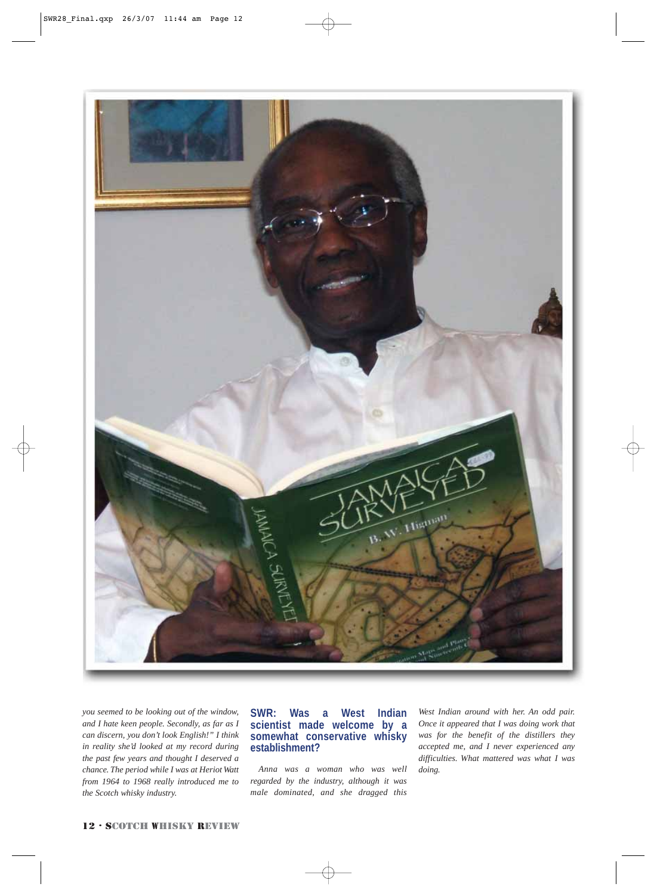*you seemed to be looking out of the window, and I hate keen people. Secondly, as far as I can discern, you don't look English!" I think in reality she'd looked at my record during the past few years and thought I deserved a chance. The period while I was at Heriot Watt from 1964 to 1968 really introduced me to the Scotch whisky industry.*

**SWR: Was a West Indian scientist made welcome by a somewhat conservative whisky establishment?**

*Anna was a woman who was well regarded by the industry, although it was male dominated, and she dragged this West Indian around with her. An odd pair. Once it appeared that I was doing work that was for the benefit of the distillers they accepted me, and I never experienced any difficulties. What mattered was what I was doing.*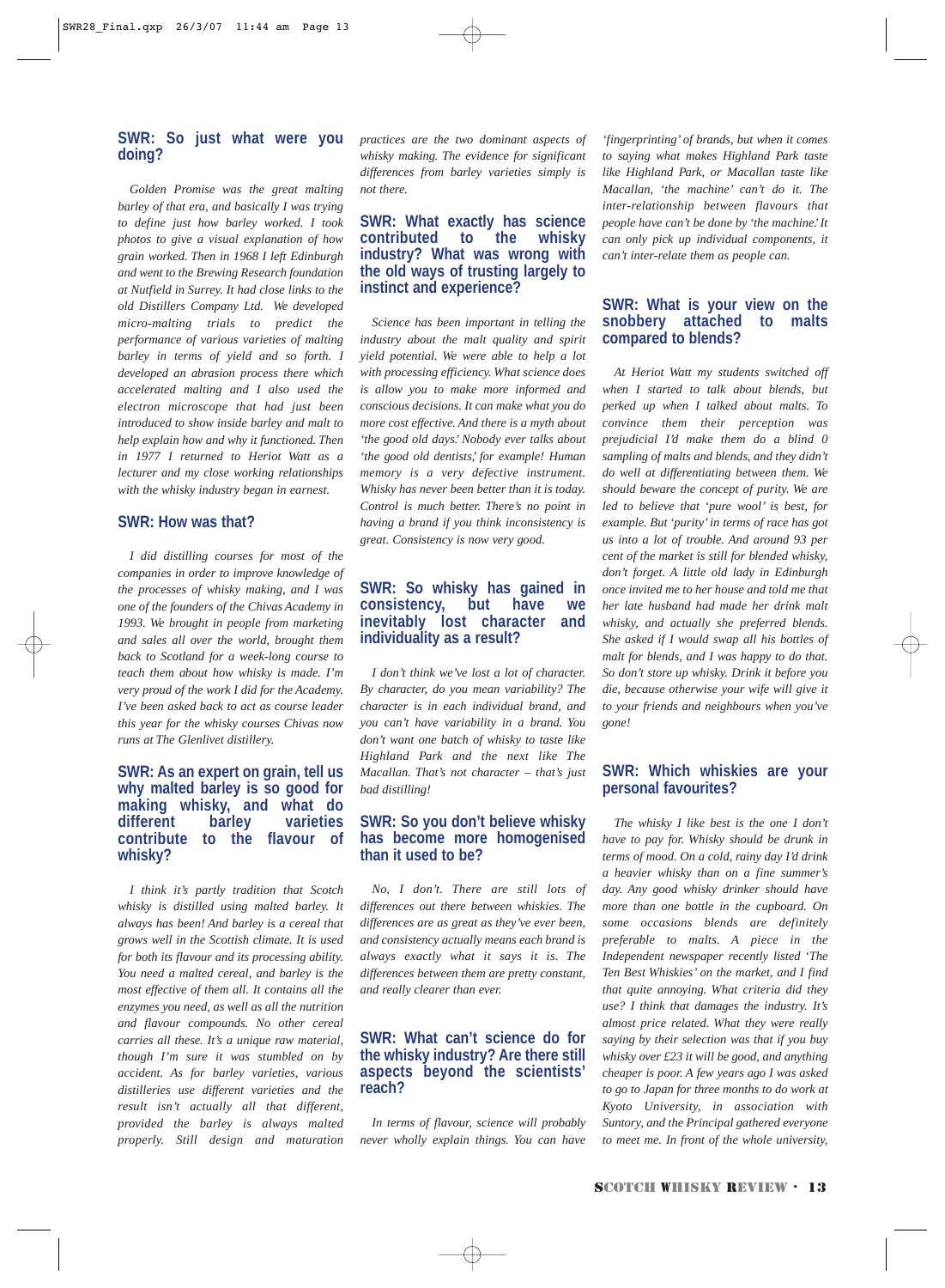## SWR: So just what were you doing?

*Golden Promise was the great malting barley of that era, and basically I was trying to define just how barley worked. I took photos to give a visual explanation of how grain worked. Then in 1968 I left Edinburgh and went to the Brewing Research foundation at Nutfield in Surrey. It had close links to the old Distillers Company Ltd. We developed micro-malting trials to predict the performance of various varieties of malting barley in terms of yield and so forth. I developed an abrasion process there which accelerated malting and I also used the electron microscope that had just been introduced to show inside barley and malt to help explain how and why it functioned. Then in 1977 I returned to Heriot Watt as a lecturer and my close working relationships with the whisky industry began in earnest.*

## SWR: How was that?

*I did distilling courses for most of the companies in order to improve knowledge of the processes of whisky making, and I was one of the founders of the Chivas Academy in 1993. We brought in people from marketing and sales all over the world, brought them back to Scotland for a week-long course to teach them about how whisky is made. I'm very proud of the work I did for the Academy. I've been asked back to act as course leader this year for the whisky courses Chivas now runs at The Glenlivet distillery.*

## SWR: As an expert on grain, tell us why malted barley is so good for making whisky, and what do different barley varieties contribute to the flavour of whisky?

*I think it's partly tradition that Scotch whisky is distilled using malted barley. It always has been! And barley is a cereal that grows well in the Scottish climate. It is used for both its flavour and its processing ability. You need a malted cereal, and barley is the most effective of them all. It contains all the enzymes you need, as well as all the nutrition and flavour compounds. No other cereal carries all these. It's a unique raw material, though I'm sure it was stumbled on by accident. As for barley varieties, various distilleries use different varieties and the result isn't actually all that different, provided the barley is always malted properly. Still design and maturation practices are the two dominant aspects of whisky making. The evidence for significant differences from barley varieties simply is not there.*

## SWR: What exactly has science contributed to the whisky industry? What was wrong with the old ways of trusting largely to instinct and experience?

*Science has been important in telling the industry about the malt quality and spirit yield potential. We were able to help a lot with processing efficiency. What science does is allow you to make more informed and conscious decisions. It can make what you do more cost effective. And there is a myth about 'the good old days.' Nobody ever talks about 'the good old dentists,' for example! Human memory is a very defective instrument. Whisky has never been better than it is today. Control is much better. There's no point in having a brand if you think inconsistency is great. Consistency is now very good.*

## SWR: So whisky has gained in consistency, but have we inevitably lost character and individuality as a result?

*I don't think we've lost a lot of character. By character, do you mean variability? The character is in each individual brand, and you can't have variability in a brand. You don't want one batch of whisky to taste like Highland Park and the next like The Macallan. That's not character – that's just bad distilling!*

## SWR: So you don't believe whisky has become more homogenised than it used to be?

*No, I don't. There are still lots of differences out there between whiskies. The differences are as great as they've ever been, and consistency actually means each brand is always exactly what it says it is. The differences between them are pretty constant, and really clearer than ever.*

## SWR: What can't science do for the whisky industry? Are there still aspects beyond the scientists' reach?

*In terms of flavour, science will probably never wholly explain things. You can have 'fingerprinting' of brands, but when it comes to saying what makes Highland Park taste like Highland Park, or Macallan taste like Macallan, 'the machine' can't do it. The inter-relationship between flavours that people have can't be done by 'the machine.' It can only pick up individual components, it can't inter-relate them as people can.*

## SWR: What is your view on the snobbery attached to malts compared to blends?

*At Heriot Watt my students switched off when I started to talk about blends, but perked up when I talked about malts. To convince them their perception was prejudicial I'd make them do a blind 0 sampling of malts and blends, and they didn't do well at differentiating between them. We should beware the concept of purity. We are led to believe that 'pure wool' is best, for example. But 'purity' in terms of race has got us into a lot of trouble. And around 93 per cent of the market is still for blended whisky, don't forget. A little old lady in Edinburgh once invited me to her house and told me that her late husband had made her drink malt whisky, and actually she preferred blends. She asked if I would swap all his bottles of malt for blends, and I was happy to do that. So don't store up whisky. Drink it before you die, because otherwise your wife will give it to your friends and neighbours when you've gone!*

## SWR: Which whiskies are your personal favourites?

*The whisky I like best is the one I don't have to pay for. Whisky should be drunk in terms of mood. On a cold, rainy day I'd drink a heavier whisky than on a fine summer's day. Any good whisky drinker should have more than one bottle in the cupboard. On some occasions blends are definitely preferable to malts. A piece in the Independent newspaper recently listed 'The Ten Best Whiskies' on the market, and I find that quite annoying. What criteria did they use? I think that damages the industry. It's almost price related. What they were really saying by their selection was that if you buy whisky over £23 it will be good, and anything cheaper is poor. A few years ago I was asked to go to Japan for three months to do work at Kyoto University, in association with Suntory, and the Principal gathered everyone to meet me. In front of the whole university,*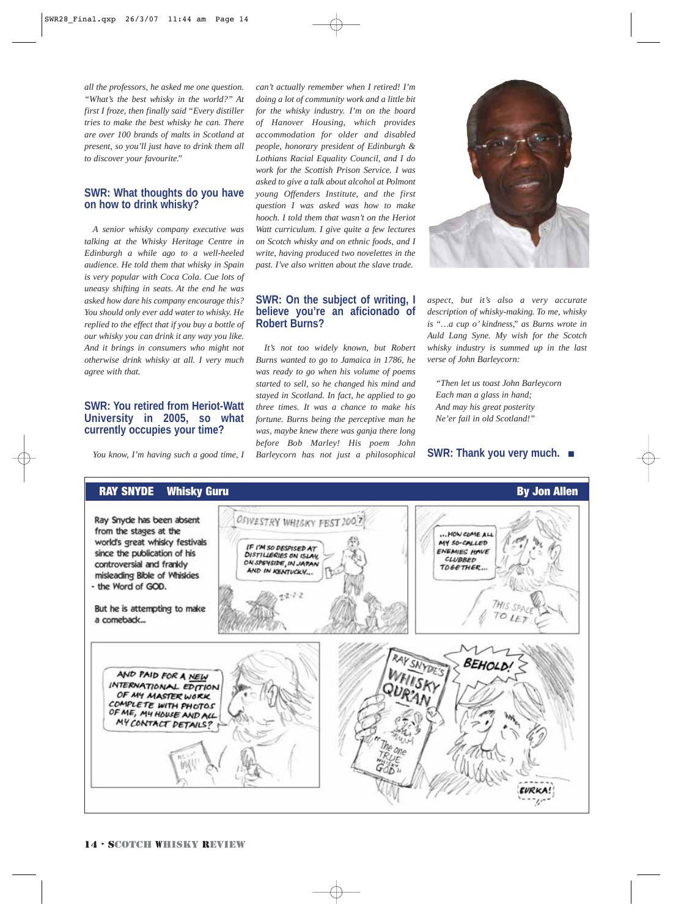*all the professors, he asked me one question. "What's the best whisky in the world?" At first I froze, then finally said "Every distiller tries to make the best whisky he can. There are over 100 brands of malts in Scotland at present, so you'll just have to drink them all to discover your favourite."*

### SWR: What thoughts do you have on how to drink whisky?

*A senior whisky company executive was talking at the Whisky Heritage Centre in Edinburgh a while ago to a well-heeled audience. He told them that whisky in Spain is very popular with Coca Cola. Cue lots of uneasy shifting in seats. At the end he was asked how dare his company encourage this? You should only ever add water to whisky. He replied to the effect that if you buy a bottle of our whisky you can drink it any way you like. And it brings in consumers who might not otherwise drink whisky at all. I very much agree with that.*

### SWR: You retired from Heriot-Watt University in 2005, so what currently occupies your time?

*You know, I'm having such a good time, I can't actually remember when I retired! I'm doing a lot of community work and a little bit for the whisky industry. I'm on the board of Hanover Housing, which provides accommodation for older and disabled people, honorary president of Edinburgh & Lothians Racial Equality Council, and I do work for the Scottish Prison Service. I was asked to give a talk about alcohol at Polmont young Offenders Institute, and the first question I was asked was how to make hooch. I told them that wasn't on the Heriot Watt curriculum. I give quite a few lectures on Scotch whisky and on ethnic foods, and I write, having produced two novelettes in the past. I've also written about the slave trade.*

### SWR: On the subject of writing, I believe you're an aficionado of Robert Burns?

*It's not too widely known, but Robert Burns wanted to go to Jamaica in 1786, he was ready to go when his volume of poems started to sell, so he changed his mind and stayed in Scotland. In fact, he applied to go three times. It was a chance to make his fortune. Burns being the perceptive man he was, maybe knew there was ganja there long before Bob Marley! His poem John Barleycorn has not just a philosophical aspect, but it's also a very accurate description of whisky-making. To me, whisky is "…a cup o' kindness," as Burns wrote in Auld Lang Syne. My wish for the Scotch whisky industry is summed up in the last verse of John Barleycorn:*

> *"Then let us toast John Barleycorn*
> *Each man a glass in hand;*
> *And may his great posterity*
> *Ne'er fail in old Scotland!"*

### SWR: Thank you very much. ■

## RAY SNYDE Whisky Guru

By Jon Allen

Ray Snyde has been absent from the stages at the world's great whisky festivals since the publication of his controversial and frankly misleading Bible of Whiskies - the Word of GOD.

But he is attempting to make a comeback…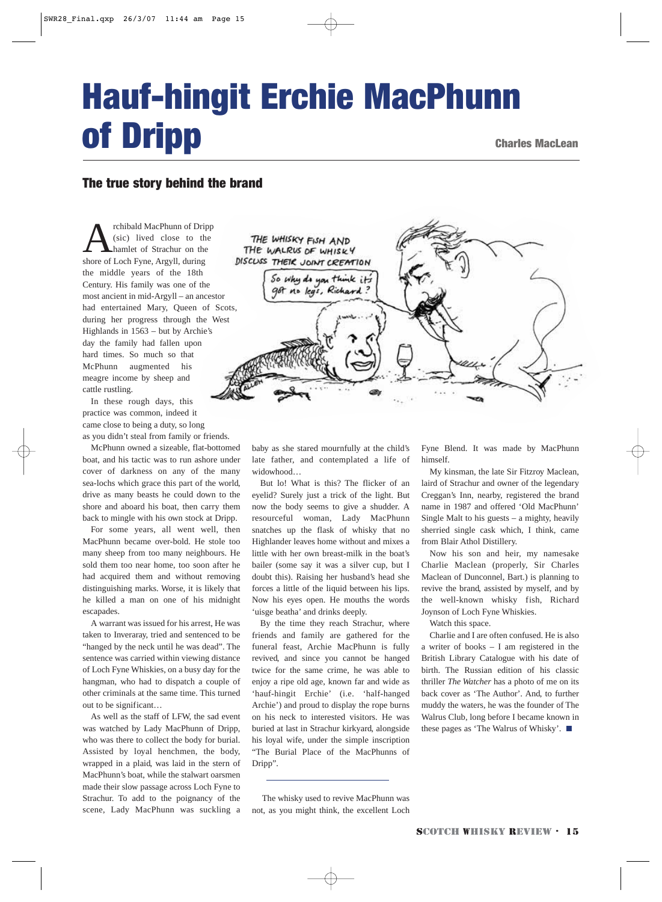# Hauf-hingit Erchie MacPhunn of Dripp

**Charles MacLean**

## The true story behind the brand

Archibald MacPhunn of Dripp (sic) lived close to the hamlet of Strachur on the shore of Loch Fyne, Argyll, during the middle years of the 18th Century. His family was one of the most ancient in mid-Argyll – an ancestor had entertained Mary, Queen of Scots, during her progress through the West Highlands in 1563 – but by Archie's day the family had fallen upon hard times. So much so that McPhunn augmented his meagre income by sheep and cattle rustling.

In these rough days, this practice was common, indeed it came close to being a duty, so long as you didn't steal from family or friends.

McPhunn owned a sizeable, flat-bottomed boat, and his tactic was to run ashore under cover of darkness on any of the many sea-lochs which grace this part of the world, drive as many beasts he could down to the shore and aboard his boat, then carry them back to mingle with his own stock at Dripp.

For some years, all went well, then MacPhunn became over-bold. He stole too many sheep from too many neighbours. He sold them too near home, too soon after he had acquired them and without removing distinguishing marks. Worse, it is likely that he killed a man on one of his midnight escapades.

A warrant was issued for his arrest, He was taken to Inveraray, tried and sentenced to be "hanged by the neck until he was dead". The sentence was carried within viewing distance of Loch Fyne Whiskies, on a busy day for the hangman, who had to dispatch a couple of other criminals at the same time. This turned out to be significant…

As well as the staff of LFW, the sad event was watched by Lady MacPhunn of Dripp, who was there to collect the body for burial. Assisted by loyal henchmen, the body, wrapped in a plaid, was laid in the stern of MacPhunn's boat, while the stalwart oarsmen made their slow passage across Loch Fyne to Strachur. To add to the poignancy of the scene, Lady MacPhunn was suckling a baby as she stared mournfully at the child's late father, and contemplated a life of widowhood…

But lo! What is this? The flicker of an eyelid? Surely just a trick of the light. But now the body seems to give a shudder. A resourceful woman, Lady MacPhunn snatches up the flask of whisky that no Highlander leaves home without and mixes a little with her own breast-milk in the boat's bailer (some say it was a silver cup, but I doubt this). Raising her husband's head she forces a little of the liquid between his lips. Now his eyes open. He mouths the words 'uisge beatha' and drinks deeply.

By the time they reach Strachur, where friends and family are gathered for the funeral feast, Archie MacPhunn is fully revived, and since you cannot be hanged twice for the same crime, he was able to enjoy a ripe old age, known far and wide as 'hauf-hingit Erchie' (i.e. 'half-hanged Archie') and proud to display the rope burns on his neck to interested visitors. He was buried at last in Strachur kirkyard, alongside his loyal wife, under the simple inscription "The Burial Place of the MacPhunns of Dripp".

---

The whisky used to revive MacPhunn was not, as you might think, the excellent Loch Fyne Blend. It was made by MacPhunn himself.

My kinsman, the late Sir Fitzroy Maclean, laird of Strachur and owner of the legendary Creggan's Inn, nearby, registered the brand name in 1987 and offered 'Old MacPhunn' Single Malt to his guests – a mighty, heavily sherried single cask which, I think, came from Blair Athol Distillery.

Now his son and heir, my namesake Charlie Maclean (properly, Sir Charles Maclean of Dunconnel, Bart.) is planning to revive the brand, assisted by myself, and by the well-known whisky fish, Richard Joynson of Loch Fyne Whiskies.

Watch this space.

Charlie and I are often confused. He is also a writer of books – I am registered in the British Library Catalogue with his date of birth. The Russian edition of his classic thriller *The Watcher* has a photo of me on its back cover as 'The Author'. And, to further muddy the waters, he was the founder of The Walrus Club, long before I became known in these pages as 'The Walrus of Whisky'. ■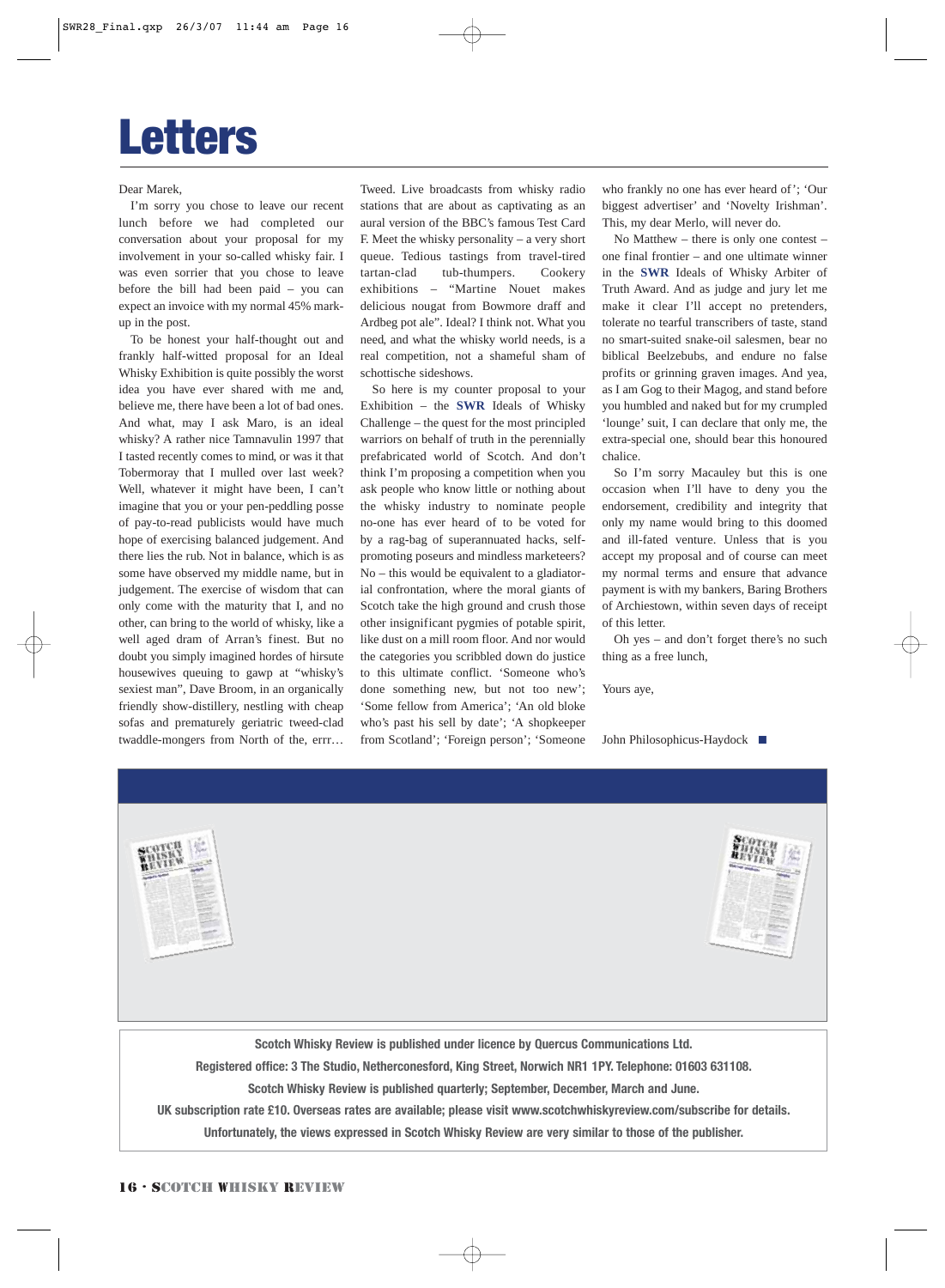# Letters

Dear Marek,

I'm sorry you chose to leave our recent lunch before we had completed our conversation about your proposal for my involvement in your so-called whisky fair. I was even sorrier that you chose to leave before the bill had been paid – you can expect an invoice with my normal 45% mark-up in the post.

To be honest your half-thought out and frankly half-witted proposal for an Ideal Whisky Exhibition is quite possibly the worst idea you have ever shared with me and, believe me, there have been a lot of bad ones. And what, may I ask Maro, is an ideal whisky? A rather nice Tamnavulin 1997 that I tasted recently comes to mind, or was it that Tobermoray that I mulled over last week? Well, whatever it might have been, I can't imagine that you or your pen-peddling posse of pay-to-read publicists would have much hope of exercising balanced judgement. And there lies the rub. Not in balance, which is as some have observed my middle name, but in judgement. The exercise of wisdom that can only come with the maturity that I, and no other, can bring to the world of whisky, like a well aged dram of Arran's finest. But no doubt you simply imagined hordes of hirsute housewives queuing to gawp at "whisky's sexiest man", Dave Broom, in an organically friendly show-distillery, nestling with cheap sofas and prematurely geriatric tweed-clad twaddle-mongers from North of the, errr… Tweed. Live broadcasts from whisky radio stations that are about as captivating as an aural version of the BBC's famous Test Card F. Meet the whisky personality – a very short queue. Tedious tastings from travel-tired tartan-clad tub-thumpers. Cookery exhibitions – "Martine Nouet makes delicious nougat from Bowmore draff and Ardbeg pot ale". Ideal? I think not. What you need, and what the whisky world needs, is a real competition, not a shameful sham of schottische sideshows.

So here is my counter proposal to your Exhibition – the **SWR** Ideals of Whisky Challenge – the quest for the most principled warriors on behalf of truth in the perennially prefabricated world of Scotch. And don't think I'm proposing a competition when you ask people who know little or nothing about the whisky industry to nominate people no-one has ever heard of to be voted for by a rag-bag of superannuated hacks, self-promoting poseurs and mindless marketeers? No – this would be equivalent to a gladiatorial confrontation, where the moral giants of Scotch take the high ground and crush those other insignificant pygmies of potable spirit, like dust on a mill room floor. And nor would the categories you scribbled down do justice to this ultimate conflict. 'Someone who's done something new, but not too new'; 'Some fellow from America'; 'An old bloke who's past his sell by date'; 'A shopkeeper from Scotland'; 'Foreign person'; 'Someone who frankly no one has ever heard of'; 'Our biggest advertiser' and 'Novelty Irishman'. This, my dear Merlo, will never do.

No Matthew – there is only one contest – one final frontier – and one ultimate winner in the **SWR** Ideals of Whisky Arbiter of Truth Award. And as judge and jury let me make it clear I'll accept no pretenders, tolerate no tearful transcribers of taste, stand no smart-suited snake-oil salesmen, bear no biblical Beelzebubs, and endure no false profits or grinning graven images. And yea, as I am Gog to their Magog, and stand before you humbled and naked but for my crumpled 'lounge' suit, I can declare that only me, the extra-special one, should bear this honoured chalice.

So I'm sorry Macauley but this is one occasion when I'll have to deny you the endorsement, credibility and integrity that only my name would bring to this doomed and ill-fated venture. Unless that is you accept my proposal and of course can meet my normal terms and ensure that advance payment is with my bankers, Baring Brothers of Archiestown, within seven days of receipt of this letter.

Oh yes – and don't forget there's no such thing as a free lunch,

Yours aye,

John Philosophicus-Haydock

**Scotch Whisky Review is published under licence by Quercus Communications Ltd.**

**Registered office: 3 The Studio, Netherconesford, King Street, Norwich NR1 1PY. Telephone: 01603 631108.**

**Scotch Whisky Review is published quarterly; September, December, March and June.**

**UK subscription rate £10. Overseas rates are available; please visit www.scotchwhiskyreview.com/subscribe for details.**

**Unfortunately, the views expressed in Scotch Whisky Review are very similar to those of the publisher.**